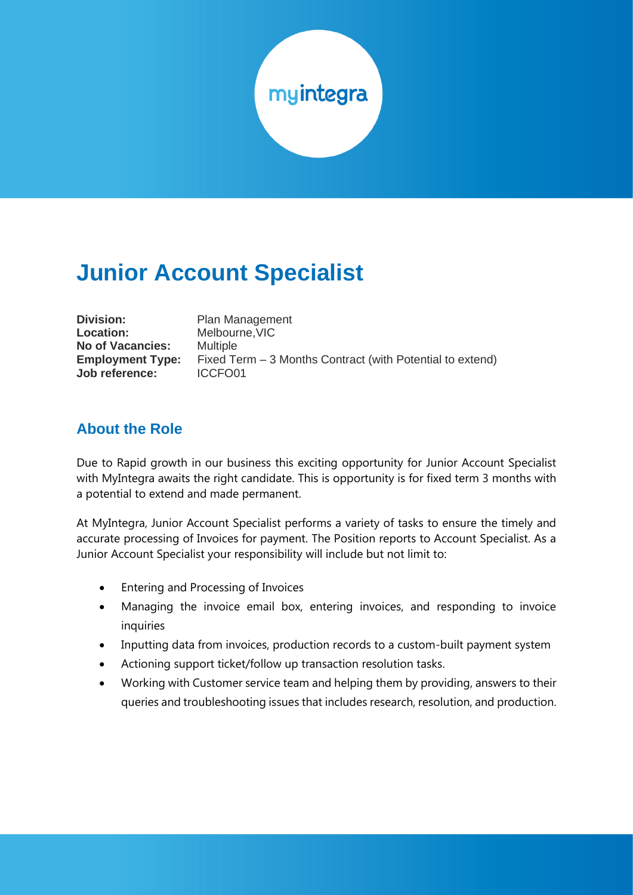myintegra

# Junior Account Specialist

**Division:** Plan Management
**Location:** Melbourne,VIC
**No of Vacancies:** Multiple
**Employment Type:** Fixed Term – 3 Months Contract (with Potential to extend)
**Job reference:** ICCFO01

## About the Role

Due to Rapid growth in our business this exciting opportunity for Junior Account Specialist with MyIntegra awaits the right candidate. This is opportunity is for fixed term 3 months with a potential to extend and made permanent.

At MyIntegra, Junior Account Specialist performs a variety of tasks to ensure the timely and accurate processing of Invoices for payment. The Position reports to Account Specialist. As a Junior Account Specialist your responsibility will include but not limit to:

- Entering and Processing of Invoices
- Managing the invoice email box, entering invoices, and responding to invoice inquiries
- Inputting data from invoices, production records to a custom-built payment system
- Actioning support ticket/follow up transaction resolution tasks.
- Working with Customer service team and helping them by providing, answers to their queries and troubleshooting issues that includes research, resolution, and production.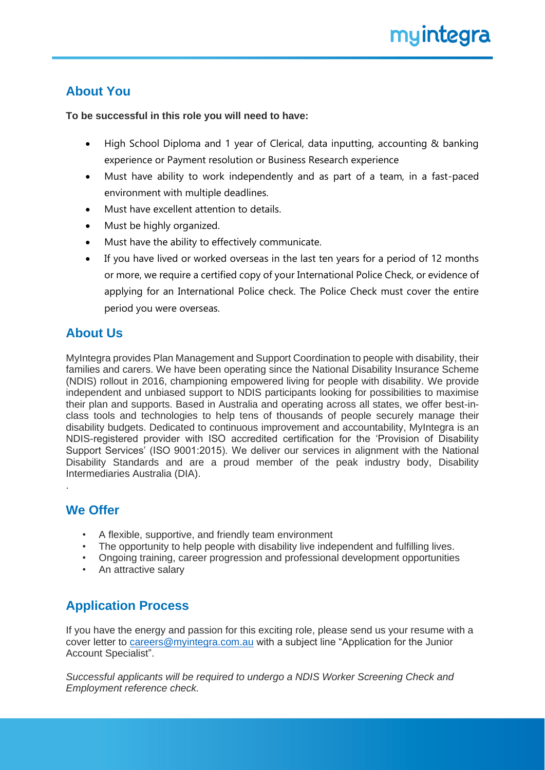## About You

**To be successful in this role you will need to have:**

- High School Diploma and 1 year of Clerical, data inputting, accounting & banking experience or Payment resolution or Business Research experience
- Must have ability to work independently and as part of a team, in a fast-paced environment with multiple deadlines.
- Must have excellent attention to details.
- Must be highly organized.
- Must have the ability to effectively communicate.
- If you have lived or worked overseas in the last ten years for a period of 12 months or more, we require a certified copy of your International Police Check, or evidence of applying for an International Police check. The Police Check must cover the entire period you were overseas.

## About Us

MyIntegra provides Plan Management and Support Coordination to people with disability, their families and carers. We have been operating since the National Disability Insurance Scheme (NDIS) rollout in 2016, championing empowered living for people with disability. We provide independent and unbiased support to NDIS participants looking for possibilities to maximise their plan and supports. Based in Australia and operating across all states, we offer best-in-class tools and technologies to help tens of thousands of people securely manage their disability budgets. Dedicated to continuous improvement and accountability, MyIntegra is an NDIS-registered provider with ISO accredited certification for the 'Provision of Disability Support Services' (ISO 9001:2015). We deliver our services in alignment with the National Disability Standards and are a proud member of the peak industry body, Disability Intermediaries Australia (DIA).

.

## We Offer

- A flexible, supportive, and friendly team environment
- The opportunity to help people with disability live independent and fulfilling lives.
- Ongoing training, career progression and professional development opportunities
- An attractive salary

## Application Process

If you have the energy and passion for this exciting role, please send us your resume with a cover letter to careers@myintegra.com.au with a subject line "Application for the Junior Account Specialist".

*Successful applicants will be required to undergo a NDIS Worker Screening Check and Employment reference check.*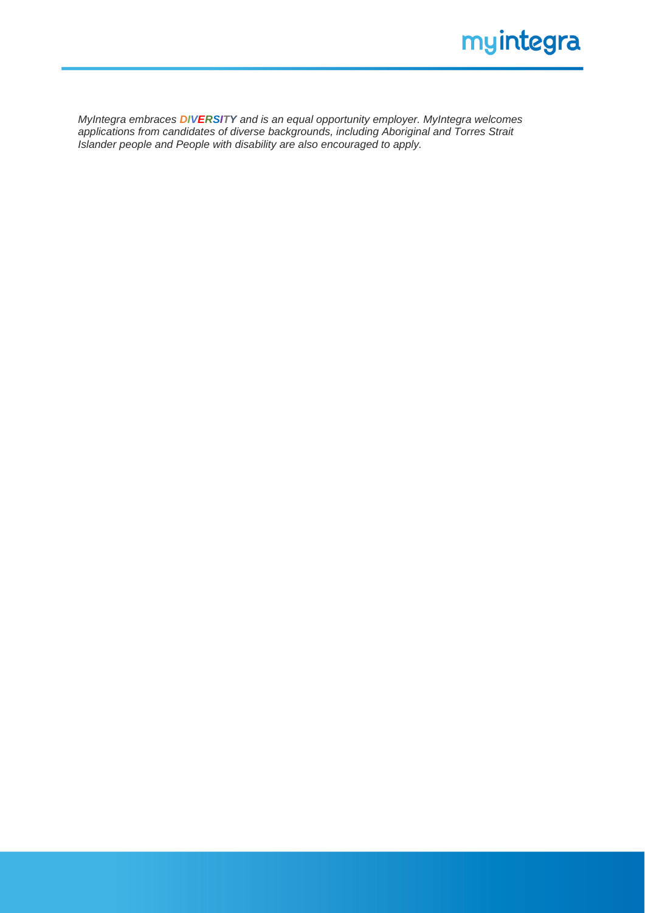*MyIntegra embraces **DIVERSITY** and is an equal opportunity employer. MyIntegra welcomes applications from candidates of diverse backgrounds, including Aboriginal and Torres Strait Islander people and People with disability are also encouraged to apply.*